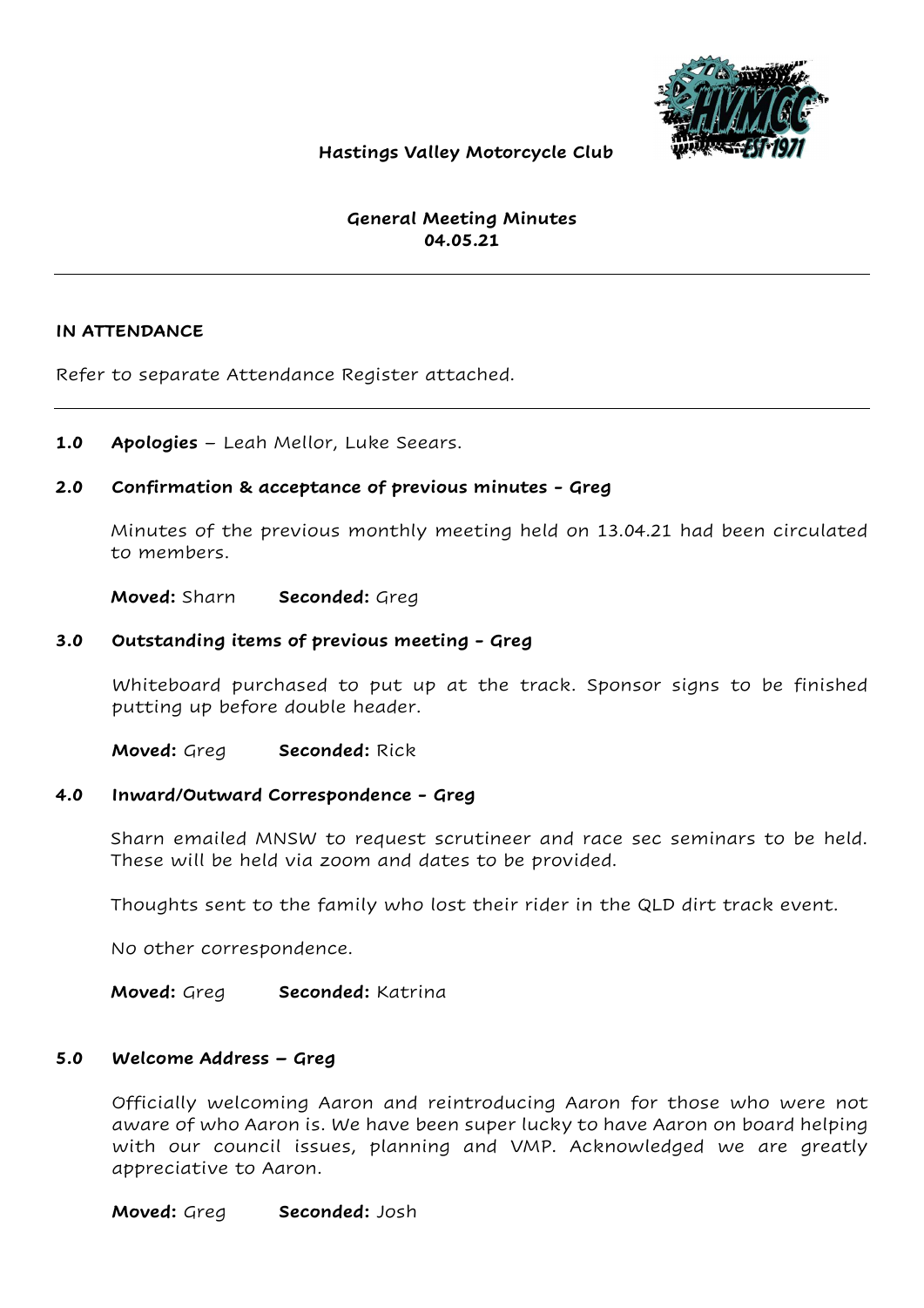**Hastings Valley Motorcycle Club**

# General Meeting Minutes
**04.05.21**

---

**IN ATTENDANCE**

Refer to separate Attendance Register attached.

---

**1.0 Apologies** – Leah Mellor, Luke Seears.

**2.0 Confirmation & acceptance of previous minutes - Greg**

Minutes of the previous monthly meeting held on 13.04.21 had been circulated to members.

**Moved:** Sharn **Seconded:** Greg

**3.0 Outstanding items of previous meeting - Greg**

Whiteboard purchased to put up at the track. Sponsor signs to be finished putting up before double header.

**Moved:** Greg **Seconded:** Rick

**4.0 Inward/Outward Correspondence - Greg**

Sharn emailed MNSW to request scrutineer and race sec seminars to be held. These will be held via zoom and dates to be provided.

Thoughts sent to the family who lost their rider in the QLD dirt track event.

No other correspondence.

**Moved:** Greg **Seconded:** Katrina

**5.0 Welcome Address – Greg**

Officially welcoming Aaron and reintroducing Aaron for those who were not aware of who Aaron is. We have been super lucky to have Aaron on board helping with our council issues, planning and VMP. Acknowledged we are greatly appreciative to Aaron.

**Moved:** Greg **Seconded:** Josh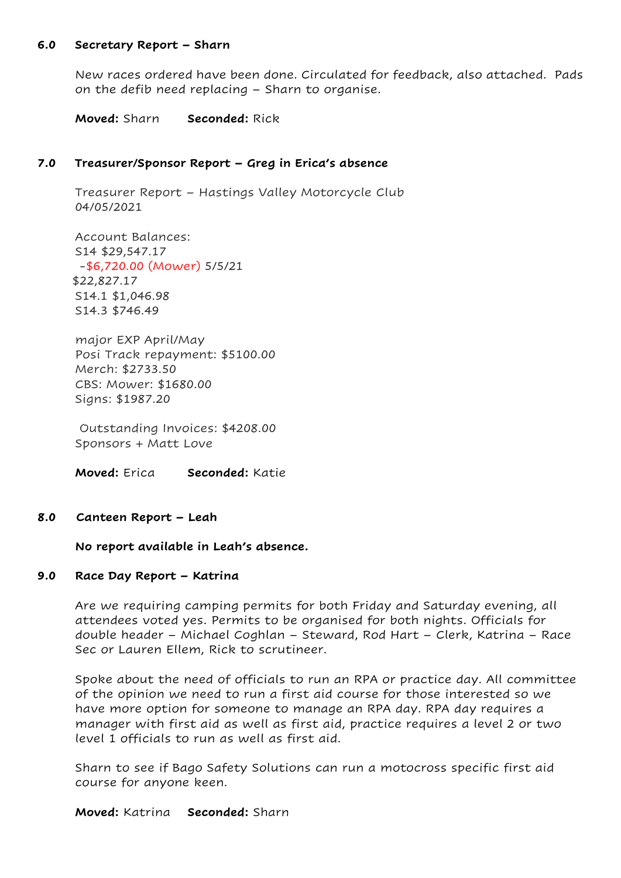### 6.0 Secretary Report – Sharn

New races ordered have been done. Circulated for feedback, also attached. Pads on the defib need replacing – Sharn to organise.

**Moved:** Sharn **Seconded:** Rick

### 7.0 Treasurer/Sponsor Report – Greg in Erica's absence

Treasurer Report – Hastings Valley Motorcycle Club
04/05/2021

Account Balances:
S14 $29,547.17
-$6,720.00 (Mower) 5/5/21
$22,827.17
S14.1 $1,046.98
S14.3 $746.49

major EXP April/May
Posi Track repayment: $5100.00
Merch: $2733.50
CBS: Mower: $1680.00
Signs: $1987.20

Outstanding Invoices: $4208.00
Sponsors + Matt Love

**Moved:** Erica **Seconded:** Katie

### 8.0 Canteen Report – Leah

**No report available in Leah's absence.**

### 9.0 Race Day Report – Katrina

Are we requiring camping permits for both Friday and Saturday evening, all attendees voted yes. Permits to be organised for both nights. Officials for double header – Michael Coghlan – Steward, Rod Hart – Clerk, Katrina – Race Sec or Lauren Ellem, Rick to scrutineer.

Spoke about the need of officials to run an RPA or practice day. All committee of the opinion we need to run a first aid course for those interested so we have more option for someone to manage an RPA day. RPA day requires a manager with first aid as well as first aid, practice requires a level 2 or two level 1 officials to run as well as first aid.

Sharn to see if Bago Safety Solutions can run a motocross specific first aid course for anyone keen.

**Moved:** Katrina **Seconded:** Sharn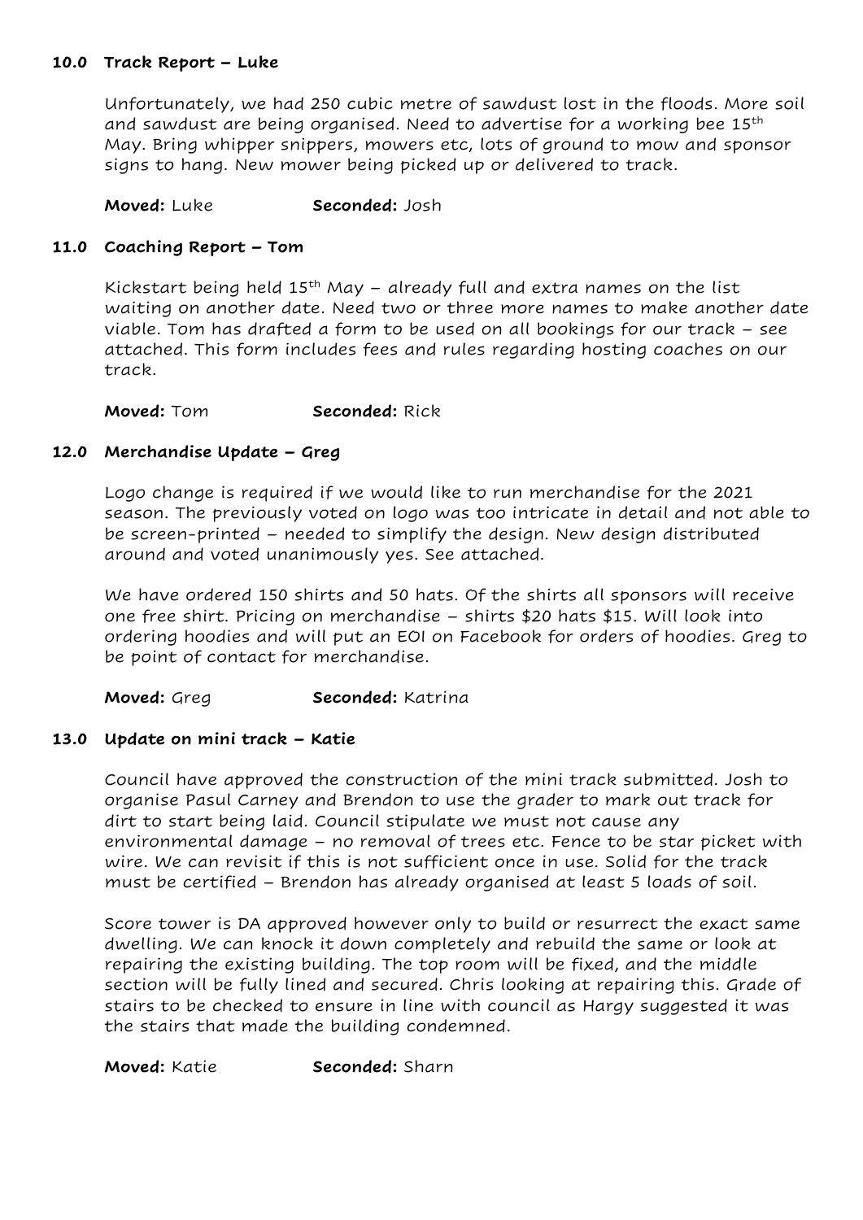### 10.0 Track Report – Luke

Unfortunately, we had 250 cubic metre of sawdust lost in the floods. More soil and sawdust are being organised. Need to advertise for a working bee 15th May. Bring whipper snippers, mowers etc, lots of ground to mow and sponsor signs to hang. New mower being picked up or delivered to track.

**Moved:** Luke **Seconded:** Josh

### 11.0 Coaching Report – Tom

Kickstart being held 15th May – already full and extra names on the list waiting on another date. Need two or three more names to make another date viable. Tom has drafted a form to be used on all bookings for our track – see attached. This form includes fees and rules regarding hosting coaches on our track.

**Moved:** Tom **Seconded:** Rick

### 12.0 Merchandise Update – Greg

Logo change is required if we would like to run merchandise for the 2021 season. The previously voted on logo was too intricate in detail and not able to be screen-printed – needed to simplify the design. New design distributed around and voted unanimously yes. See attached.

We have ordered 150 shirts and 50 hats. Of the shirts all sponsors will receive one free shirt. Pricing on merchandise – shirts $20 hats $15. Will look into ordering hoodies and will put an EOI on Facebook for orders of hoodies. Greg to be point of contact for merchandise.

**Moved:** Greg **Seconded:** Katrina

### 13.0 Update on mini track – Katie

Council have approved the construction of the mini track submitted. Josh to organise Pasul Carney and Brendon to use the grader to mark out track for dirt to start being laid. Council stipulate we must not cause any environmental damage – no removal of trees etc. Fence to be star picket with wire. We can revisit if this is not sufficient once in use. Solid for the track must be certified – Brendon has already organised at least 5 loads of soil.

Score tower is DA approved however only to build or resurrect the exact same dwelling. We can knock it down completely and rebuild the same or look at repairing the existing building. The top room will be fixed, and the middle section will be fully lined and secured. Chris looking at repairing this. Grade of stairs to be checked to ensure in line with council as Hargy suggested it was the stairs that made the building condemned.

**Moved:** Katie **Seconded:** Sharn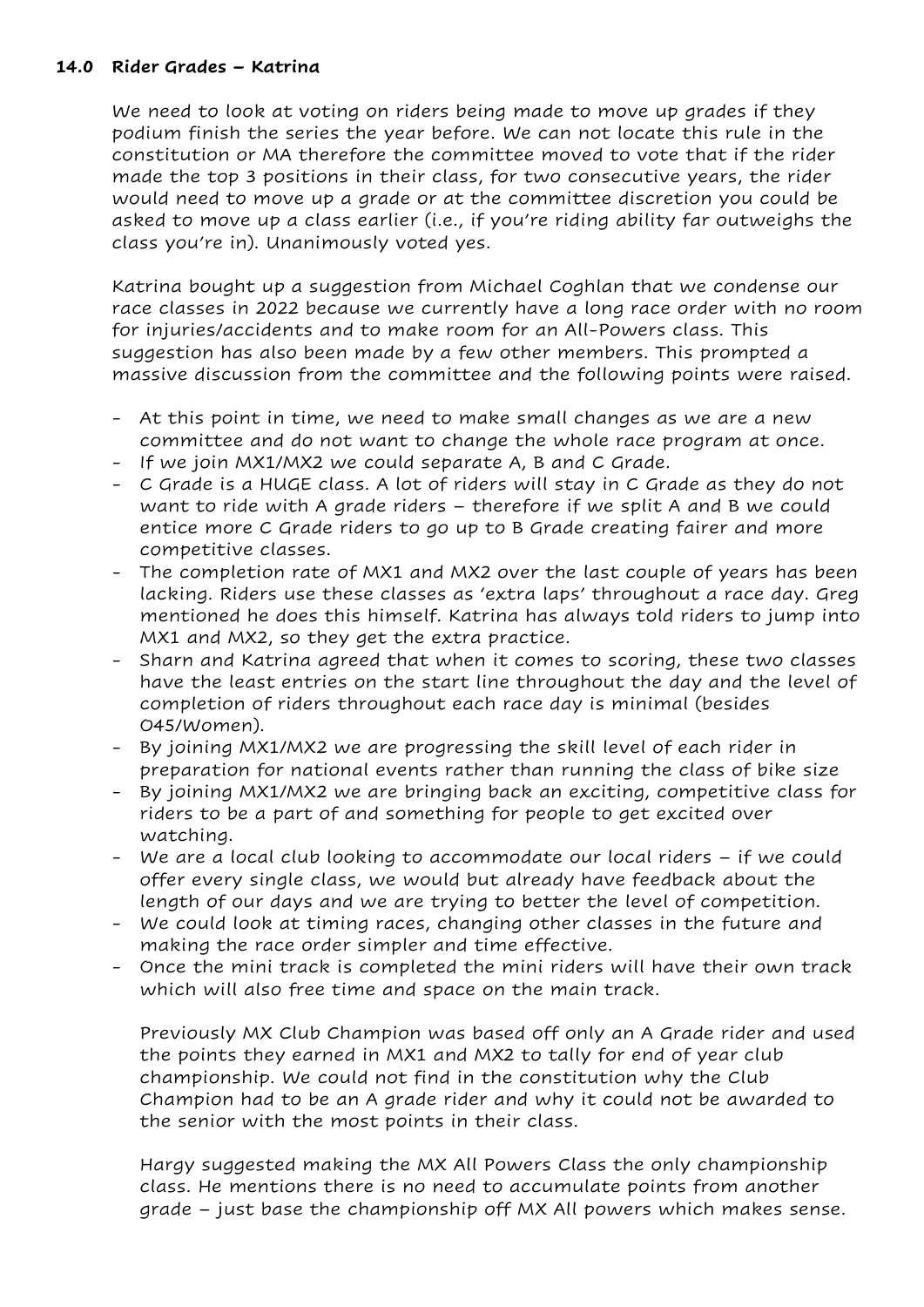**14.0 Rider Grades – Katrina**

We need to look at voting on riders being made to move up grades if they podium finish the series the year before. We can not locate this rule in the constitution or MA therefore the committee moved to vote that if the rider made the top 3 positions in their class, for two consecutive years, the rider would need to move up a grade or at the committee discretion you could be asked to move up a class earlier (i.e., if you're riding ability far outweighs the class you're in). Unanimously voted yes.

Katrina bought up a suggestion from Michael Coghlan that we condense our race classes in 2022 because we currently have a long race order with no room for injuries/accidents and to make room for an All-Powers class. This suggestion has also been made by a few other members. This prompted a massive discussion from the committee and the following points were raised.

- At this point in time, we need to make small changes as we are a new committee and do not want to change the whole race program at once.
- If we join MX1/MX2 we could separate A, B and C Grade.
- C Grade is a HUGE class. A lot of riders will stay in C Grade as they do not want to ride with A grade riders – therefore if we split A and B we could entice more C Grade riders to go up to B Grade creating fairer and more competitive classes.
- The completion rate of MX1 and MX2 over the last couple of years has been lacking. Riders use these classes as 'extra laps' throughout a race day. Greg mentioned he does this himself. Katrina has always told riders to jump into MX1 and MX2, so they get the extra practice.
- Sharn and Katrina agreed that when it comes to scoring, these two classes have the least entries on the start line throughout the day and the level of completion of riders throughout each race day is minimal (besides O45/Women).
- By joining MX1/MX2 we are progressing the skill level of each rider in preparation for national events rather than running the class of bike size
- By joining MX1/MX2 we are bringing back an exciting, competitive class for riders to be a part of and something for people to get excited over watching.
- We are a local club looking to accommodate our local riders – if we could offer every single class, we would but already have feedback about the length of our days and we are trying to better the level of competition.
- We could look at timing races, changing other classes in the future and making the race order simpler and time effective.
- Once the mini track is completed the mini riders will have their own track which will also free time and space on the main track.

Previously MX Club Champion was based off only an A Grade rider and used the points they earned in MX1 and MX2 to tally for end of year club championship. We could not find in the constitution why the Club Champion had to be an A grade rider and why it could not be awarded to the senior with the most points in their class.

Hargy suggested making the MX All Powers Class the only championship class. He mentions there is no need to accumulate points from another grade – just base the championship off MX All powers which makes sense.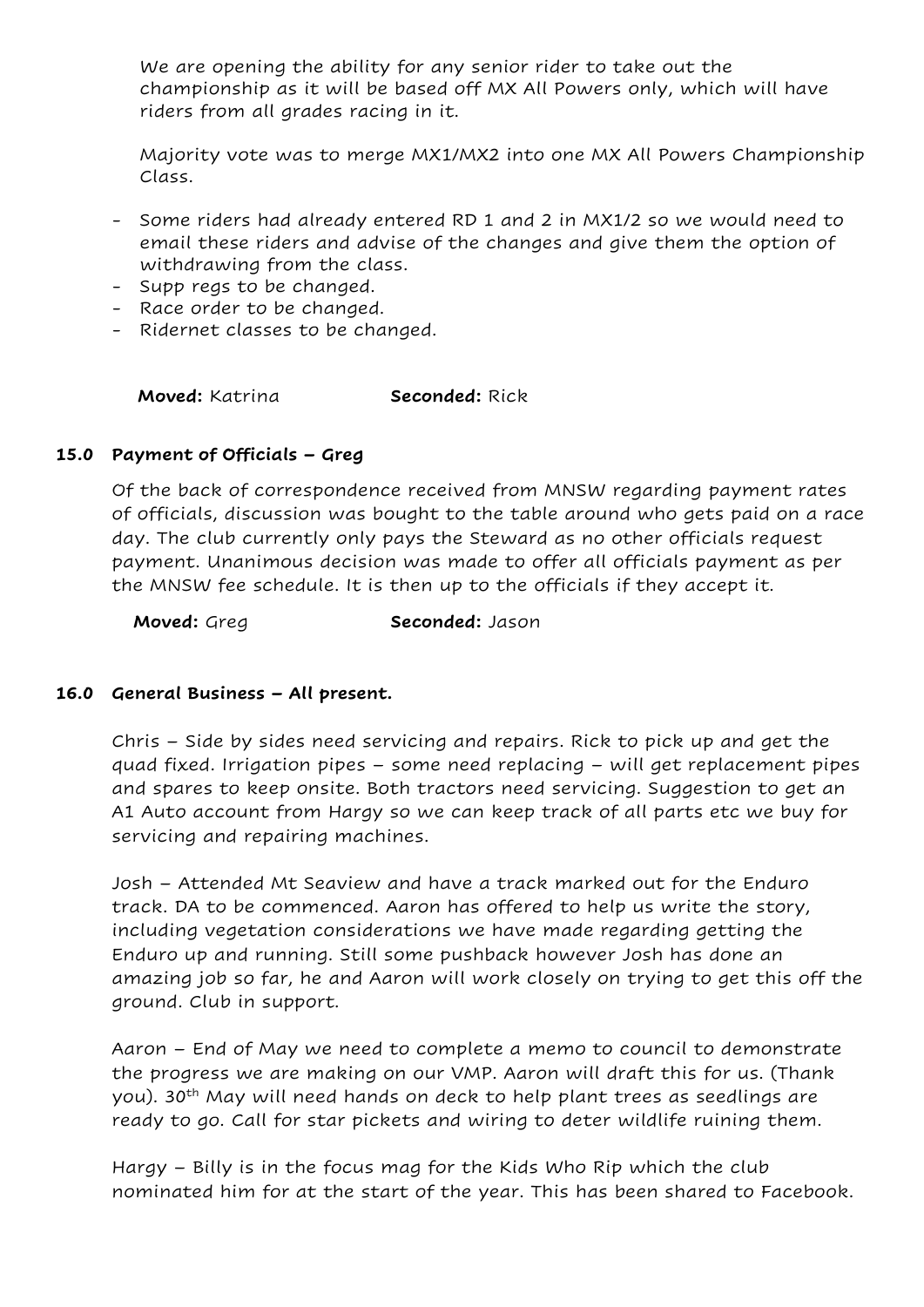We are opening the ability for any senior rider to take out the championship as it will be based off MX All Powers only, which will have riders from all grades racing in it.

Majority vote was to merge MX1/MX2 into one MX All Powers Championship Class.

- Some riders had already entered RD 1 and 2 in MX1/2 so we would need to email these riders and advise of the changes and give them the option of withdrawing from the class.
- Supp regs to be changed.
- Race order to be changed.
- Ridernet classes to be changed.

**Moved:** Katrina **Seconded:** Rick

## 15.0 Payment of Officials – Greg

Of the back of correspondence received from MNSW regarding payment rates of officials, discussion was bought to the table around who gets paid on a race day. The club currently only pays the Steward as no other officials request payment. Unanimous decision was made to offer all officials payment as per the MNSW fee schedule. It is then up to the officials if they accept it.

**Moved:** Greg **Seconded:** Jason

## 16.0 General Business – All present.

Chris – Side by sides need servicing and repairs. Rick to pick up and get the quad fixed. Irrigation pipes – some need replacing – will get replacement pipes and spares to keep onsite. Both tractors need servicing. Suggestion to get an A1 Auto account from Hargy so we can keep track of all parts etc we buy for servicing and repairing machines.

Josh – Attended Mt Seaview and have a track marked out for the Enduro track. DA to be commenced. Aaron has offered to help us write the story, including vegetation considerations we have made regarding getting the Enduro up and running. Still some pushback however Josh has done an amazing job so far, he and Aaron will work closely on trying to get this off the ground. Club in support.

Aaron – End of May we need to complete a memo to council to demonstrate the progress we are making on our VMP. Aaron will draft this for us. (Thank you). 30th May will need hands on deck to help plant trees as seedlings are ready to go. Call for star pickets and wiring to deter wildlife ruining them.

Hargy – Billy is in the focus mag for the Kids Who Rip which the club nominated him for at the start of the year. This has been shared to Facebook.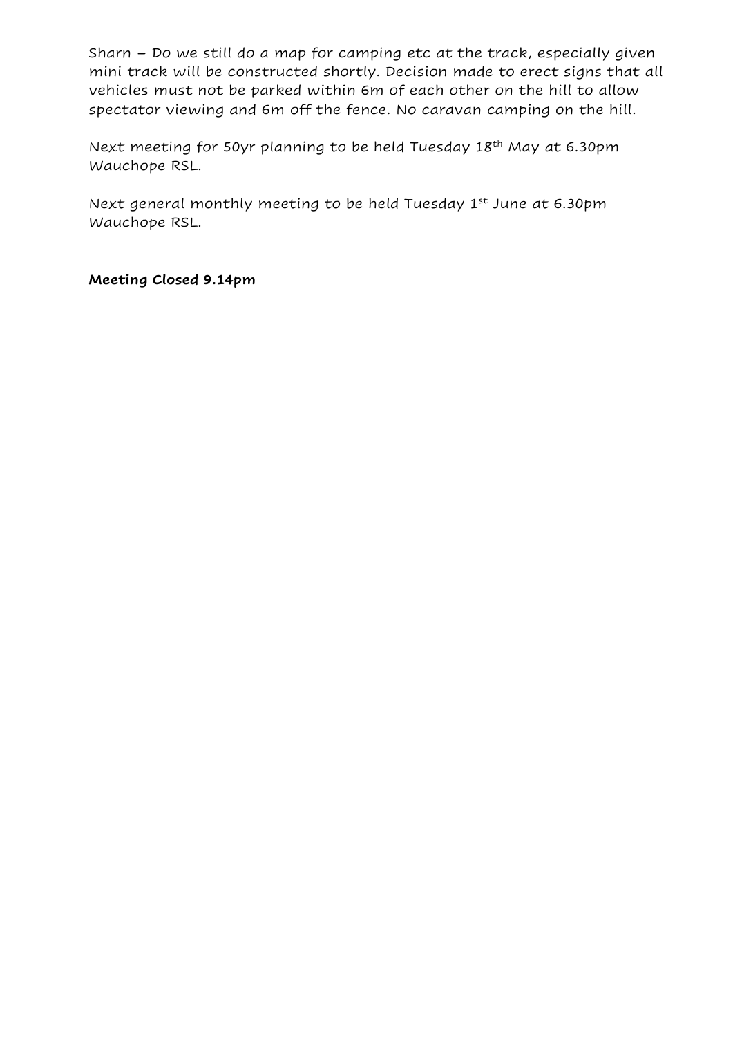Sharn – Do we still do a map for camping etc at the track, especially given mini track will be constructed shortly. Decision made to erect signs that all vehicles must not be parked within 6m of each other on the hill to allow spectator viewing and 6m off the fence. No caravan camping on the hill.

Next meeting for 50yr planning to be held Tuesday 18th May at 6.30pm Wauchope RSL.

Next general monthly meeting to be held Tuesday 1st June at 6.30pm Wauchope RSL.

**Meeting Closed 9.14pm**